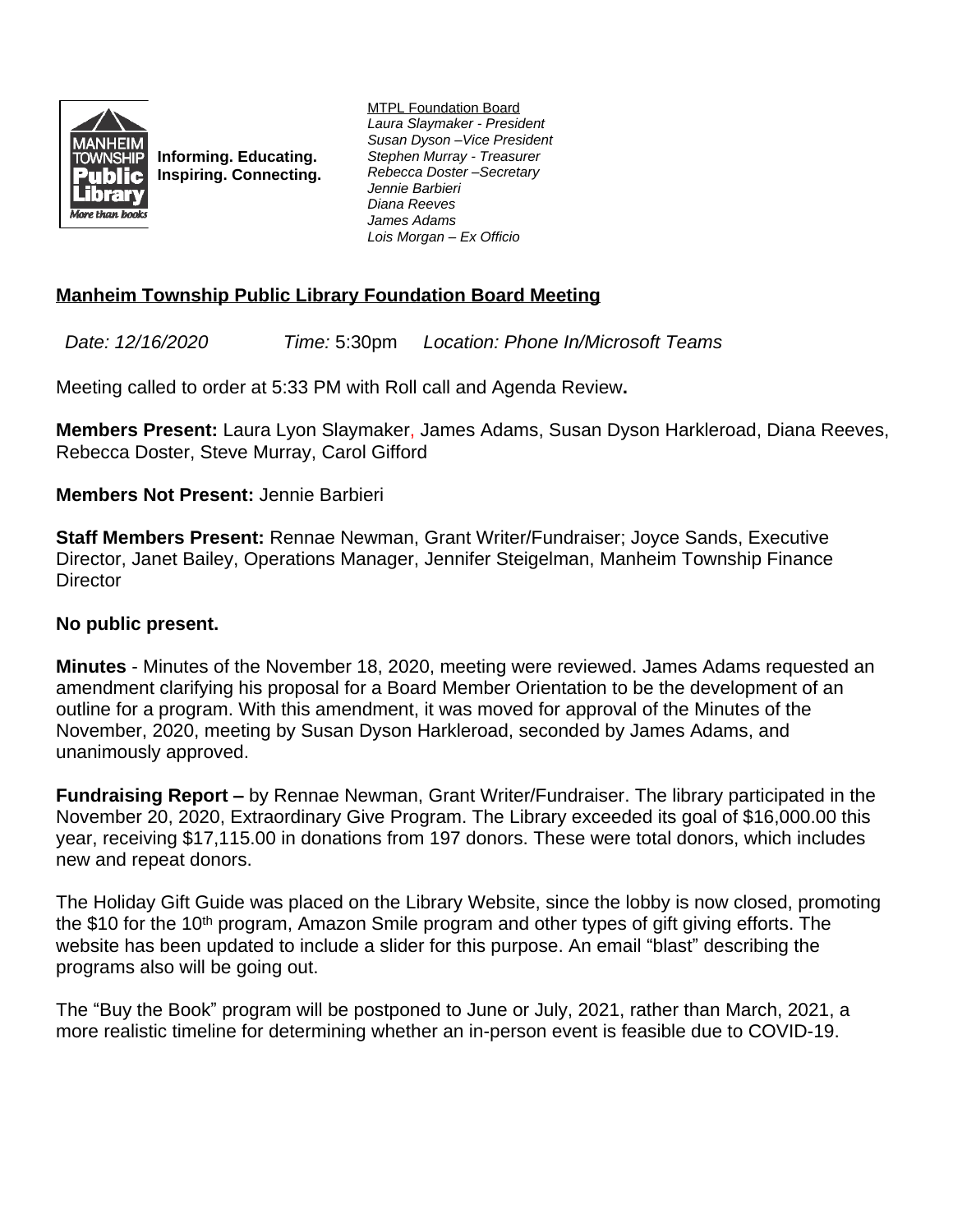Informing. Educating.
Inspiring. Connecting.

MTPL Foundation Board
*Laura Slaymaker - President*
*Susan Dyson –Vice President*
*Stephen Murray - Treasurer*
*Rebecca Doster –Secretary*
*Jennie Barbieri*
*Diana Reeves*
*James Adams*
*Lois Morgan – Ex Officio*

## Manheim Township Public Library Foundation Board Meeting

*Date: 12/16/2020* *Time:* 5:30pm *Location: Phone In/Microsoft Teams*

Meeting called to order at 5:33 PM with Roll call and Agenda Review**.**

**Members Present:** Laura Lyon Slaymaker, James Adams, Susan Dyson Harkleroad, Diana Reeves, Rebecca Doster, Steve Murray, Carol Gifford

**Members Not Present:** Jennie Barbieri

**Staff Members Present:** Rennae Newman, Grant Writer/Fundraiser; Joyce Sands, Executive Director, Janet Bailey, Operations Manager, Jennifer Steigelman, Manheim Township Finance Director

**No public present.**

**Minutes** - Minutes of the November 18, 2020, meeting were reviewed. James Adams requested an amendment clarifying his proposal for a Board Member Orientation to be the development of an outline for a program. With this amendment, it was moved for approval of the Minutes of the November, 2020, meeting by Susan Dyson Harkleroad, seconded by James Adams, and unanimously approved.

**Fundraising Report –** by Rennae Newman, Grant Writer/Fundraiser. The library participated in the November 20, 2020, Extraordinary Give Program. The Library exceeded its goal of $16,000.00 this year, receiving $17,115.00 in donations from 197 donors. These were total donors, which includes new and repeat donors.

The Holiday Gift Guide was placed on the Library Website, since the lobby is now closed, promoting the $10 for the 10th program, Amazon Smile program and other types of gift giving efforts. The website has been updated to include a slider for this purpose. An email "blast" describing the programs also will be going out.

The "Buy the Book" program will be postponed to June or July, 2021, rather than March, 2021, a more realistic timeline for determining whether an in-person event is feasible due to COVID-19.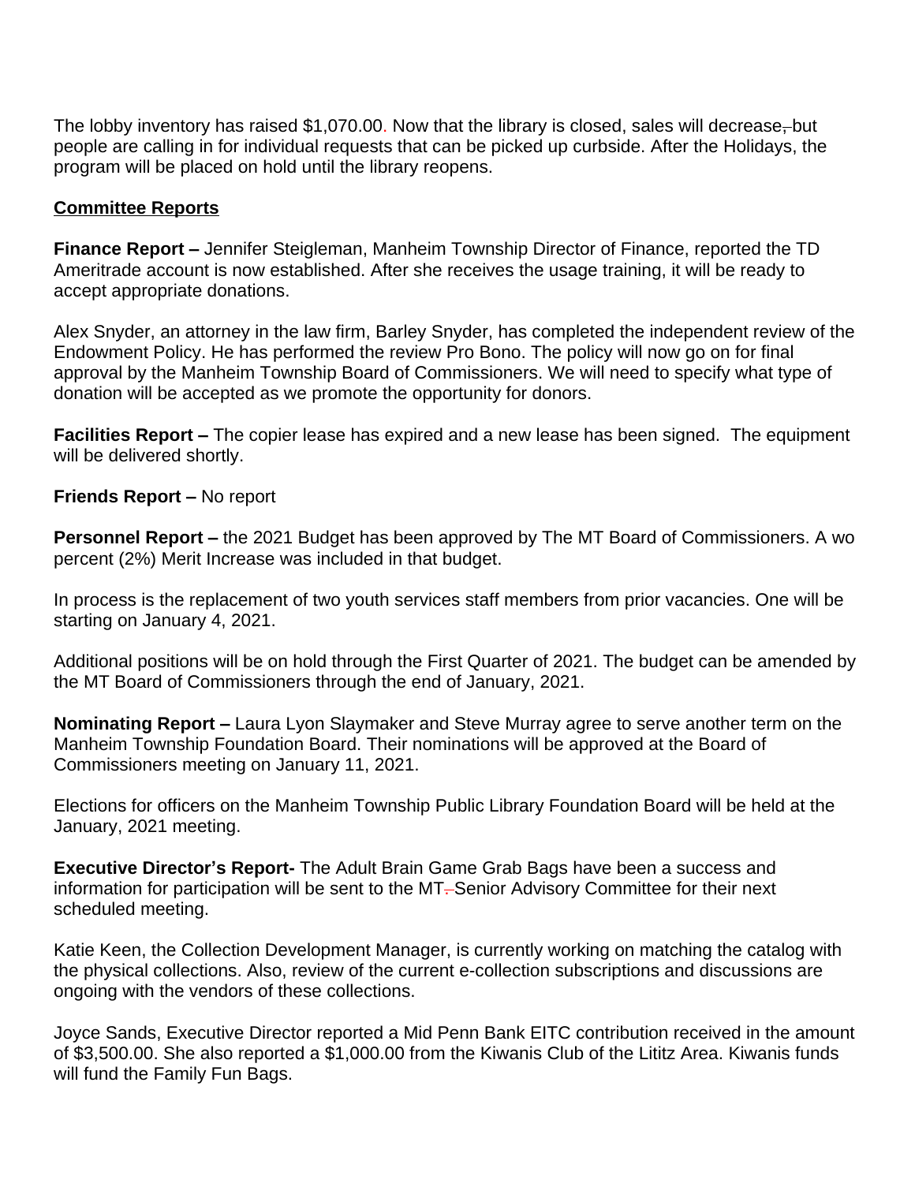The lobby inventory has raised $1,070.00. Now that the library is closed, sales will decrease, but people are calling in for individual requests that can be picked up curbside. After the Holidays, the program will be placed on hold until the library reopens.

## Committee Reports

**Finance Report –** Jennifer Steigleman, Manheim Township Director of Finance, reported the TD Ameritrade account is now established. After she receives the usage training, it will be ready to accept appropriate donations.

Alex Snyder, an attorney in the law firm, Barley Snyder, has completed the independent review of the Endowment Policy. He has performed the review Pro Bono. The policy will now go on for final approval by the Manheim Township Board of Commissioners. We will need to specify what type of donation will be accepted as we promote the opportunity for donors.

**Facilities Report –** The copier lease has expired and a new lease has been signed. The equipment will be delivered shortly.

**Friends Report –** No report

**Personnel Report –** the 2021 Budget has been approved by The MT Board of Commissioners. A wo percent (2%) Merit Increase was included in that budget.

In process is the replacement of two youth services staff members from prior vacancies. One will be starting on January 4, 2021.

Additional positions will be on hold through the First Quarter of 2021. The budget can be amended by the MT Board of Commissioners through the end of January, 2021.

**Nominating Report –** Laura Lyon Slaymaker and Steve Murray agree to serve another term on the Manheim Township Foundation Board. Their nominations will be approved at the Board of Commissioners meeting on January 11, 2021.

Elections for officers on the Manheim Township Public Library Foundation Board will be held at the January, 2021 meeting.

**Executive Director's Report-** The Adult Brain Game Grab Bags have been a success and information for participation will be sent to the MT Senior Advisory Committee for their next scheduled meeting.

Katie Keen, the Collection Development Manager, is currently working on matching the catalog with the physical collections. Also, review of the current e-collection subscriptions and discussions are ongoing with the vendors of these collections.

Joyce Sands, Executive Director reported a Mid Penn Bank EITC contribution received in the amount of $3,500.00. She also reported a $1,000.00 from the Kiwanis Club of the Lititz Area. Kiwanis funds will fund the Family Fun Bags.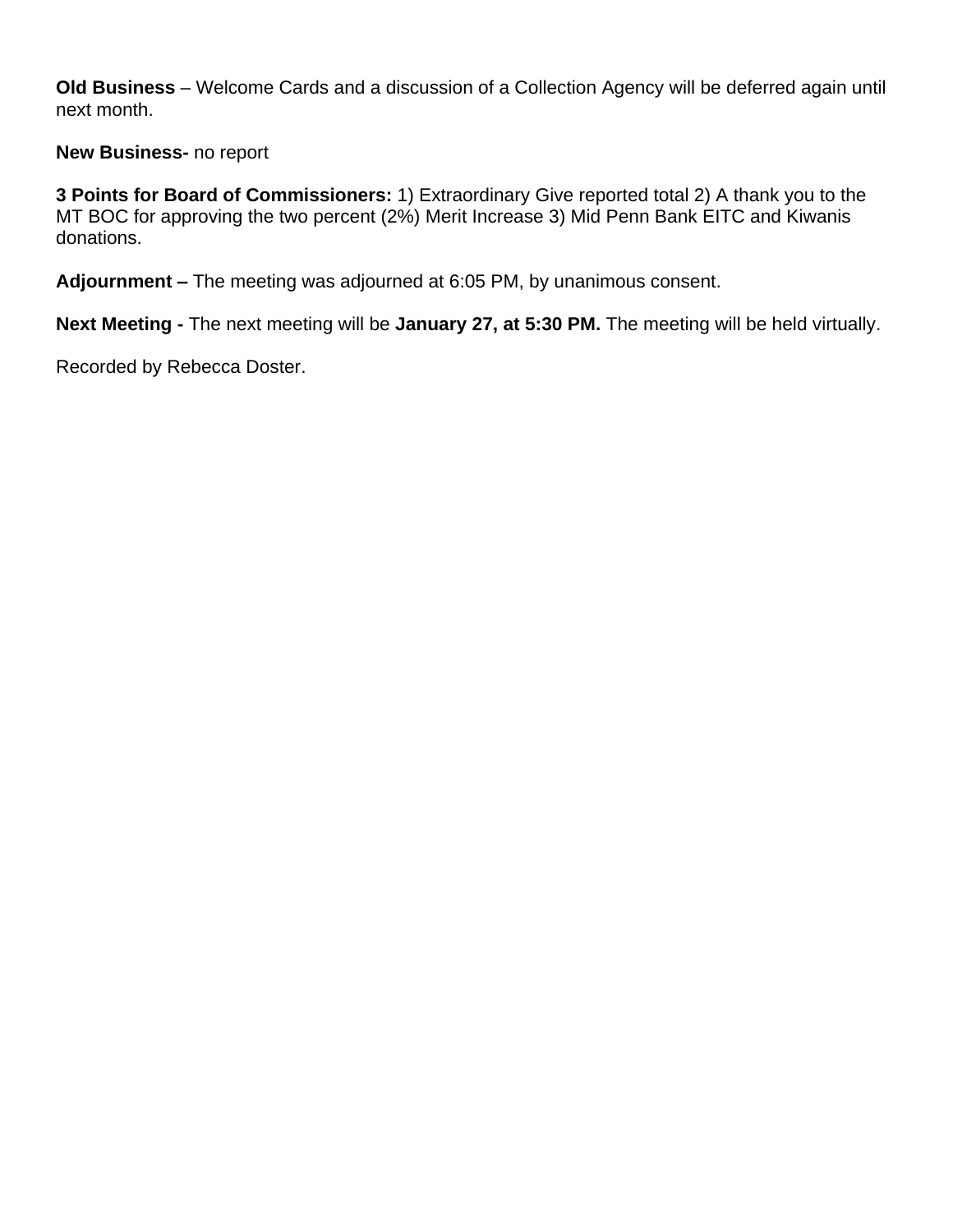**Old Business** – Welcome Cards and a discussion of a Collection Agency will be deferred again until next month.

**New Business-** no report

**3 Points for Board of Commissioners:** 1) Extraordinary Give reported total 2) A thank you to the MT BOC for approving the two percent (2%) Merit Increase 3) Mid Penn Bank EITC and Kiwanis donations.

**Adjournment –** The meeting was adjourned at 6:05 PM, by unanimous consent.

**Next Meeting -** The next meeting will be **January 27, at 5:30 PM.** The meeting will be held virtually.

Recorded by Rebecca Doster.